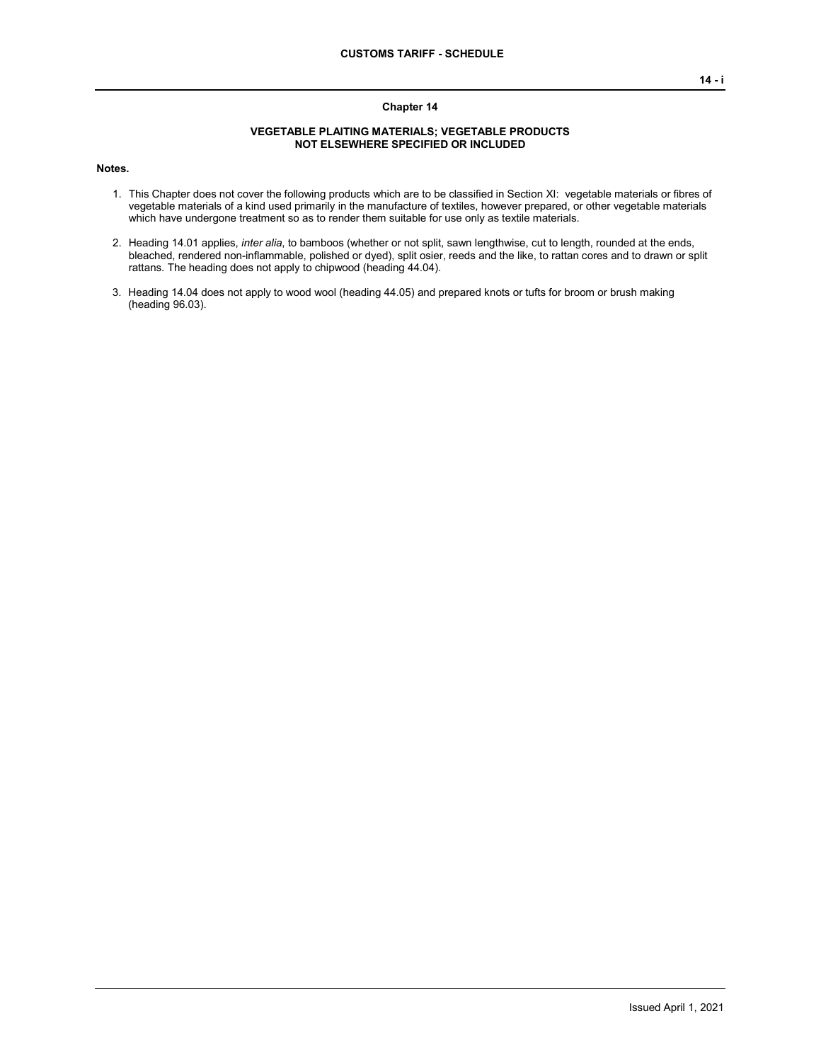## Chapter 14

### VEGETABLE PLAITING MATERIALS; VEGETABLE PRODUCTS NOT ELSEWHERE SPECIFIED OR INCLUDED

**Notes.**

1. This Chapter does not cover the following products which are to be classified in Section XI: vegetable materials or fibres of vegetable materials of a kind used primarily in the manufacture of textiles, however prepared, or other vegetable materials which have undergone treatment so as to render them suitable for use only as textile materials.

2. Heading 14.01 applies, *inter alia*, to bamboos (whether or not split, sawn lengthwise, cut to length, rounded at the ends, bleached, rendered non-inflammable, polished or dyed), split osier, reeds and the like, to rattan cores and to drawn or split rattans. The heading does not apply to chipwood (heading 44.04).

3. Heading 14.04 does not apply to wood wool (heading 44.05) and prepared knots or tufts for broom or brush making (heading 96.03).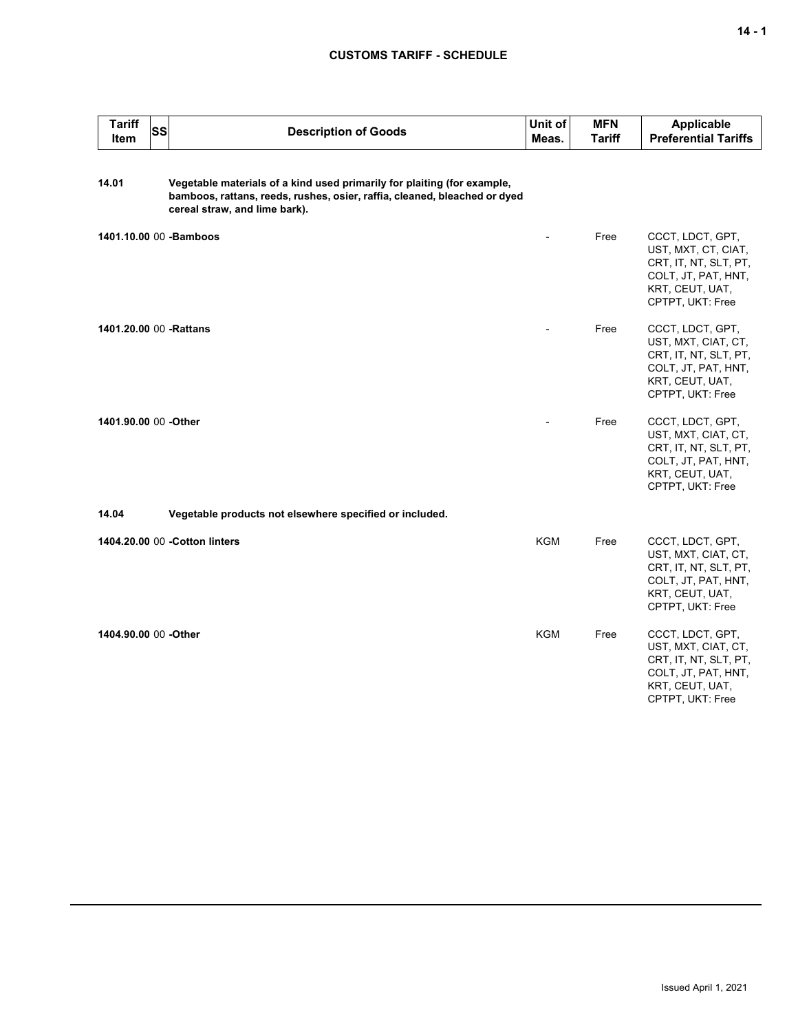| Tariff Item | SS | Description of Goods | Unit of Meas. | MFN Tariff | Applicable Preferential Tariffs |
|---|---|---|---|---|---|
| **14.01** | | **Vegetable materials of a kind used primarily for plaiting (for example, bamboos, rattans, reeds, rushes, osier, raffia, cleaned, bleached or dyed cereal straw, and lime bark).** | | | |
| **1401.10.00** | 00 | **-Bamboos** | - | Free | CCCT, LDCT, GPT, UST, MXT, CT, CIAT, CRT, IT, NT, SLT, PT, COLT, JT, PAT, HNT, KRT, CEUT, UAT, CPTPT, UKT: Free |
| **1401.20.00** | 00 | **-Rattans** | - | Free | CCCT, LDCT, GPT, UST, MXT, CIAT, CT, CRT, IT, NT, SLT, PT, COLT, JT, PAT, HNT, KRT, CEUT, UAT, CPTPT, UKT: Free |
| **1401.90.00** | 00 | **-Other** | - | Free | CCCT, LDCT, GPT, UST, MXT, CIAT, CT, CRT, IT, NT, SLT, PT, COLT, JT, PAT, HNT, KRT, CEUT, UAT, CPTPT, UKT: Free |
| **14.04** | | **Vegetable products not elsewhere specified or included.** | | | |
| **1404.20.00** | 00 | **-Cotton linters** | KGM | Free | CCCT, LDCT, GPT, UST, MXT, CIAT, CT, CRT, IT, NT, SLT, PT, COLT, JT, PAT, HNT, KRT, CEUT, UAT, CPTPT, UKT: Free |
| **1404.90.00** | 00 | **-Other** | KGM | Free | CCCT, LDCT, GPT, UST, MXT, CIAT, CT, CRT, IT, NT, SLT, PT, COLT, JT, PAT, HNT, KRT, CEUT, UAT, CPTPT, UKT: Free |